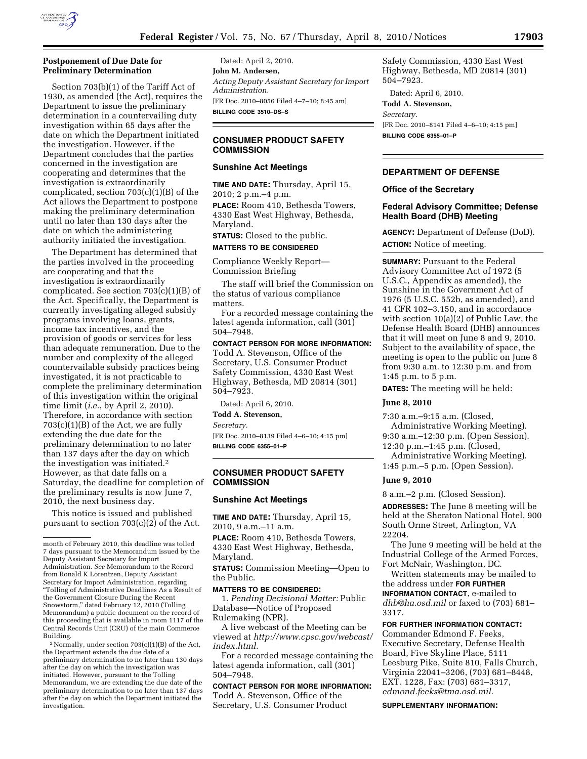**Postponement of Due Date for Preliminary Determination**

Section 703(b)(1) of the Tariff Act of 1930, as amended (the Act), requires the Department to issue the preliminary determination in a countervailing duty investigation within 65 days after the date on which the Department initiated the investigation. However, if the Department concludes that the parties concerned in the investigation are cooperating and determines that the investigation is extraordinarily complicated, section 703(c)(1)(B) of the Act allows the Department to postpone making the preliminary determination until no later than 130 days after the date on which the administering authority initiated the investigation.

The Department has determined that the parties involved in the proceeding are cooperating and that the investigation is extraordinarily complicated. See section 703(c)(1)(B) of the Act. Specifically, the Department is currently investigating alleged subsidy programs involving loans, grants, income tax incentives, and the provision of goods or services for less than adequate remuneration. Due to the number and complexity of the alleged countervailable subsidy practices being investigated, it is not practicable to complete the preliminary determination of this investigation within the original time limit (*i.e.*, by April 2, 2010). Therefore, in accordance with section 703(c)(1)(B) of the Act, we are fully extending the due date for the preliminary determination to no later than 137 days after the day on which the investigation was initiated.[2] However, as that date falls on a Saturday, the deadline for completion of the preliminary results is now June 7, 2010, the next business day.

This notice is issued and published pursuant to section 703(c)(2) of the Act.

month of February 2010, this deadline was tolled 7 days pursuant to the Memorandum issued by the Deputy Assistant Secretary for Import Administration. *See* Memorandum to the Record from Ronald K Lorentzen, Deputy Assistant Secretary for Import Administration, regarding "Tolling of Administrative Deadlines As a Result of the Government Closure During the Recent Snowstorm," dated February 12, 2010 (Tolling Memorandum) a public document on the record of this proceeding that is available in room 1117 of the Central Records Unit (CRU) of the main Commerce Building.

[2] Normally, under section 703(c)(1)(B) of the Act, the Department extends the due date of a preliminary determination to no later than 130 days after the day on which the investigation was initiated. However, pursuant to the Tolling Memorandum, we are extending the due date of the preliminary determination to no later than 137 days after the day on which the Department initiated the investigation.

Dated: April 2, 2010.

**John M. Andersen,**

*Acting Deputy Assistant Secretary for Import Administration.*

[FR Doc. 2010–8056 Filed 4–7–10; 8:45 am]

**BILLING CODE 3510–DS–S**

## CONSUMER PRODUCT SAFETY COMMISSION

### Sunshine Act Meetings

**TIME AND DATE:** Thursday, April 15, 2010; 2 p.m.–4 p.m.

**PLACE:** Room 410, Bethesda Towers, 4330 East West Highway, Bethesda, Maryland.

**STATUS:** Closed to the public.

**MATTERS TO BE CONSIDERED**

Compliance Weekly Report—Commission Briefing

The staff will brief the Commission on the status of various compliance matters.

For a recorded message containing the latest agenda information, call (301) 504–7948.

**CONTACT PERSON FOR MORE INFORMATION:** Todd A. Stevenson, Office of the Secretary, U.S. Consumer Product Safety Commission, 4330 East West Highway, Bethesda, MD 20814 (301) 504–7923.

Dated: April 6, 2010.

**Todd A. Stevenson,**

*Secretary.*

[FR Doc. 2010–8139 Filed 4–6–10; 4:15 pm]

**BILLING CODE 6355–01–P**

## CONSUMER PRODUCT SAFETY COMMISSION

### Sunshine Act Meetings

**TIME AND DATE:** Thursday, April 15, 2010, 9 a.m.–11 a.m.

**PLACE:** Room 410, Bethesda Towers, 4330 East West Highway, Bethesda, Maryland.

**STATUS:** Commission Meeting—Open to the Public.

**MATTERS TO BE CONSIDERED:**

1. *Pending Decisional Matter:* Public Database—Notice of Proposed Rulemaking (NPR).

A live webcast of the Meeting can be viewed at *http://www.cpsc.gov/webcast/index.html*.

For a recorded message containing the latest agenda information, call (301) 504–7948.

**CONTACT PERSON FOR MORE INFORMATION:** Todd A. Stevenson, Office of the Secretary, U.S. Consumer Product Safety Commission, 4330 East West Highway, Bethesda, MD 20814 (301) 504–7923.

Dated: April 6, 2010.

**Todd A. Stevenson,**

*Secretary.*

[FR Doc. 2010–8141 Filed 4–6–10; 4:15 pm]

**BILLING CODE 6355–01–P**

## DEPARTMENT OF DEFENSE

### Office of the Secretary

### Federal Advisory Committee; Defense Health Board (DHB) Meeting

**AGENCY:** Department of Defense (DoD).

**ACTION:** Notice of meeting.

**SUMMARY:** Pursuant to the Federal Advisory Committee Act of 1972 (5 U.S.C., Appendix as amended), the Sunshine in the Government Act of 1976 (5 U.S.C. 552b, as amended), and 41 CFR 102–3.150, and in accordance with section 10(a)(2) of Public Law, the Defense Health Board (DHB) announces that it will meet on June 8 and 9, 2010. Subject to the availability of space, the meeting is open to the public on June 8 from 9:30 a.m. to 12:30 p.m. and from 1:45 p.m. to 5 p.m.

**DATES:** The meeting will be held:

**June 8, 2010**

7:30 a.m.–9:15 a.m. (Closed, Administrative Working Meeting).
9:30 a.m.–12:30 p.m. (Open Session).
12:30 p.m.–1:45 p.m. (Closed, Administrative Working Meeting).
1:45 p.m.–5 p.m. (Open Session).

**June 9, 2010**

8 a.m.–2 p.m. (Closed Session).

**ADDRESSES:** The June 8 meeting will be held at the Sheraton National Hotel, 900 South Orme Street, Arlington, VA 22204.

The June 9 meeting will be held at the Industrial College of the Armed Forces, Fort McNair, Washington, DC.

Written statements may be mailed to the address under **FOR FURTHER INFORMATION CONTACT**, e-mailed to *dhb@ha.osd.mil* or faxed to (703) 681–3317.

**FOR FURTHER INFORMATION CONTACT:** Commander Edmond F. Feeks, Executive Secretary, Defense Health Board, Five Skyline Place, 5111 Leesburg Pike, Suite 810, Falls Church, Virginia 22041–3206, (703) 681–8448, EXT. 1228, Fax: (703) 681–3317, *edmond.feeks@tma.osd.mil.*

**SUPPLEMENTARY INFORMATION:**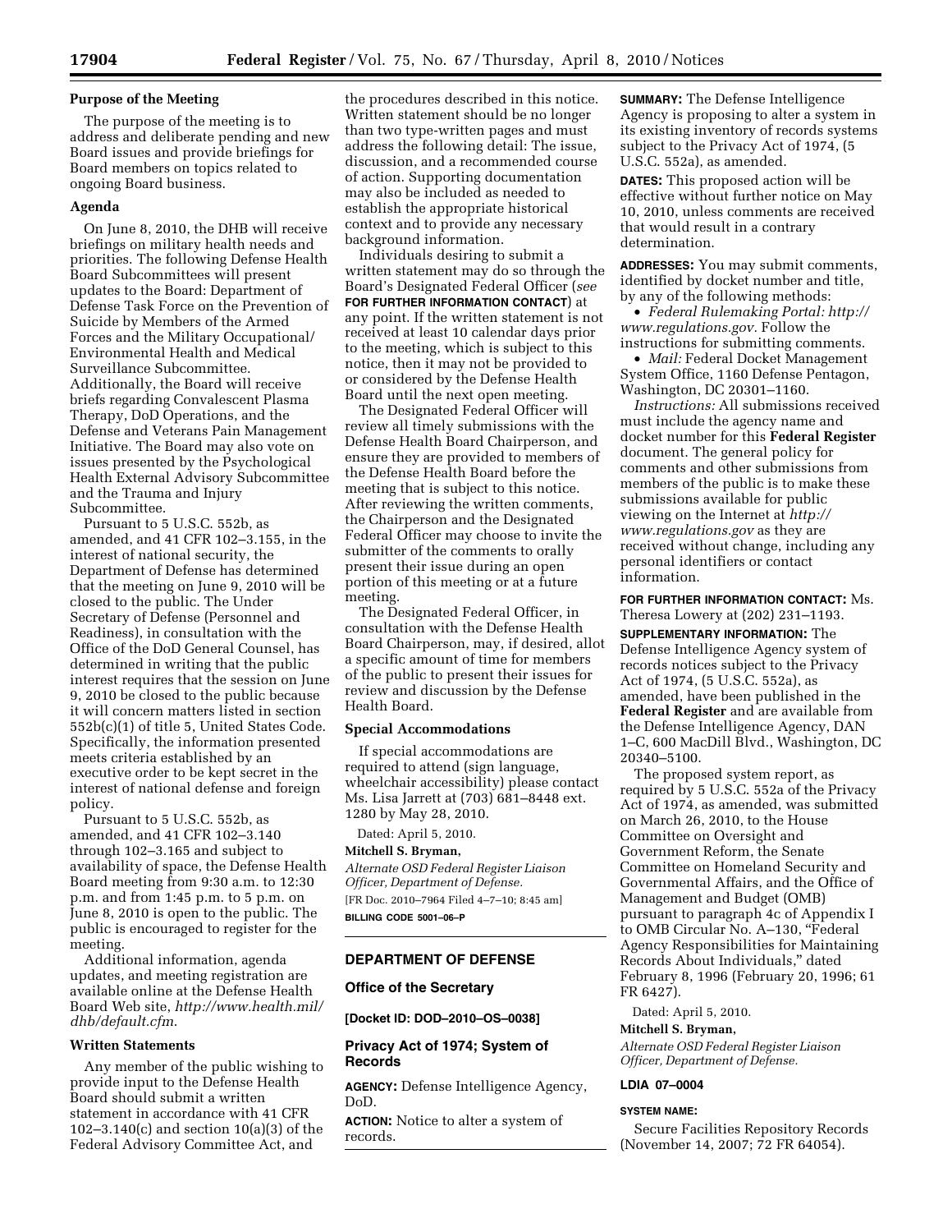**Purpose of the Meeting**

The purpose of the meeting is to address and deliberate pending and new Board issues and provide briefings for Board members on topics related to ongoing Board business.

**Agenda**

On June 8, 2010, the DHB will receive briefings on military health needs and priorities. The following Defense Health Board Subcommittees will present updates to the Board: Department of Defense Task Force on the Prevention of Suicide by Members of the Armed Forces and the Military Occupational/ Environmental Health and Medical Surveillance Subcommittee. Additionally, the Board will receive briefs regarding Convalescent Plasma Therapy, DoD Operations, and the Defense and Veterans Pain Management Initiative. The Board may also vote on issues presented by the Psychological Health External Advisory Subcommittee and the Trauma and Injury Subcommittee.

Pursuant to 5 U.S.C. 552b, as amended, and 41 CFR 102–3.155, in the interest of national security, the Department of Defense has determined that the meeting on June 9, 2010 will be closed to the public. The Under Secretary of Defense (Personnel and Readiness), in consultation with the Office of the DoD General Counsel, has determined in writing that the public interest requires that the session on June 9, 2010 be closed to the public because it will concern matters listed in section 552b(c)(1) of title 5, United States Code. Specifically, the information presented meets criteria established by an executive order to be kept secret in the interest of national defense and foreign policy.

Pursuant to 5 U.S.C. 552b, as amended, and 41 CFR 102–3.140 through 102–3.165 and subject to availability of space, the Defense Health Board meeting from 9:30 a.m. to 12:30 p.m. and from 1:45 p.m. to 5 p.m. on June 8, 2010 is open to the public. The public is encouraged to register for the meeting.

Additional information, agenda updates, and meeting registration are available online at the Defense Health Board Web site, *http://www.health.mil/dhb/default.cfm*.

**Written Statements**

Any member of the public wishing to provide input to the Defense Health Board should submit a written statement in accordance with 41 CFR 102–3.140(c) and section 10(a)(3) of the Federal Advisory Committee Act, and the procedures described in this notice. Written statement should be no longer than two type-written pages and must address the following detail: The issue, discussion, and a recommended course of action. Supporting documentation may also be included as needed to establish the appropriate historical context and to provide any necessary background information.

Individuals desiring to submit a written statement may do so through the Board's Designated Federal Officer (*see* **FOR FURTHER INFORMATION CONTACT**) at any point. If the written statement is not received at least 10 calendar days prior to the meeting, which is subject to this notice, then it may not be provided to or considered by the Defense Health Board until the next open meeting.

The Designated Federal Officer will review all timely submissions with the Defense Health Board Chairperson, and ensure they are provided to members of the Defense Health Board before the meeting that is subject to this notice. After reviewing the written comments, the Chairperson and the Designated Federal Officer may choose to invite the submitter of the comments to orally present their issue during an open portion of this meeting or at a future meeting.

The Designated Federal Officer, in consultation with the Defense Health Board Chairperson, may, if desired, allot a specific amount of time for members of the public to present their issues for review and discussion by the Defense Health Board.

**Special Accommodations**

If special accommodations are required to attend (sign language, wheelchair accessibility) please contact Ms. Lisa Jarrett at (703) 681–8448 ext. 1280 by May 28, 2010.

Dated: April 5, 2010.

**Mitchell S. Bryman,**

*Alternate OSD Federal Register Liaison Officer, Department of Defense.*

[FR Doc. 2010–7964 Filed 4–7–10; 8:45 am]

**BILLING CODE 5001–06–P**

---

## DEPARTMENT OF DEFENSE

### Office of the Secretary

**[Docket ID: DOD–2010–OS–0038]**

### Privacy Act of 1974; System of Records

**AGENCY:** Defense Intelligence Agency, DoD.

**ACTION:** Notice to alter a system of records.

**SUMMARY:** The Defense Intelligence Agency is proposing to alter a system in its existing inventory of records systems subject to the Privacy Act of 1974, (5 U.S.C. 552a), as amended.

**DATES:** This proposed action will be effective without further notice on May 10, 2010, unless comments are received that would result in a contrary determination.

**ADDRESSES:** You may submit comments, identified by docket number and title, by any of the following methods:

- *Federal Rulemaking Portal: http://www.regulations.gov.* Follow the instructions for submitting comments.
- *Mail:* Federal Docket Management System Office, 1160 Defense Pentagon, Washington, DC 20301–1160.

*Instructions:* All submissions received must include the agency name and docket number for this **Federal Register** document. The general policy for comments and other submissions from members of the public is to make these submissions available for public viewing on the Internet at *http://www.regulations.gov* as they are received without change, including any personal identifiers or contact information.

**FOR FURTHER INFORMATION CONTACT:** Ms. Theresa Lowery at (202) 231–1193.

**SUPPLEMENTARY INFORMATION:** The Defense Intelligence Agency system of records notices subject to the Privacy Act of 1974, (5 U.S.C. 552a), as amended, have been published in the **Federal Register** and are available from the Defense Intelligence Agency, DAN 1–C, 600 MacDill Blvd., Washington, DC 20340–5100.

The proposed system report, as required by 5 U.S.C. 552a of the Privacy Act of 1974, as amended, was submitted on March 26, 2010, to the House Committee on Oversight and Government Reform, the Senate Committee on Homeland Security and Governmental Affairs, and the Office of Management and Budget (OMB) pursuant to paragraph 4c of Appendix I to OMB Circular No. A–130, "Federal Agency Responsibilities for Maintaining Records About Individuals," dated February 8, 1996 (February 20, 1996; 61 FR 6427).

Dated: April 5, 2010.

**Mitchell S. Bryman,**

*Alternate OSD Federal Register Liaison Officer, Department of Defense.*

**LDIA 07–0004**

**SYSTEM NAME:**

Secure Facilities Repository Records (November 14, 2007; 72 FR 64054).